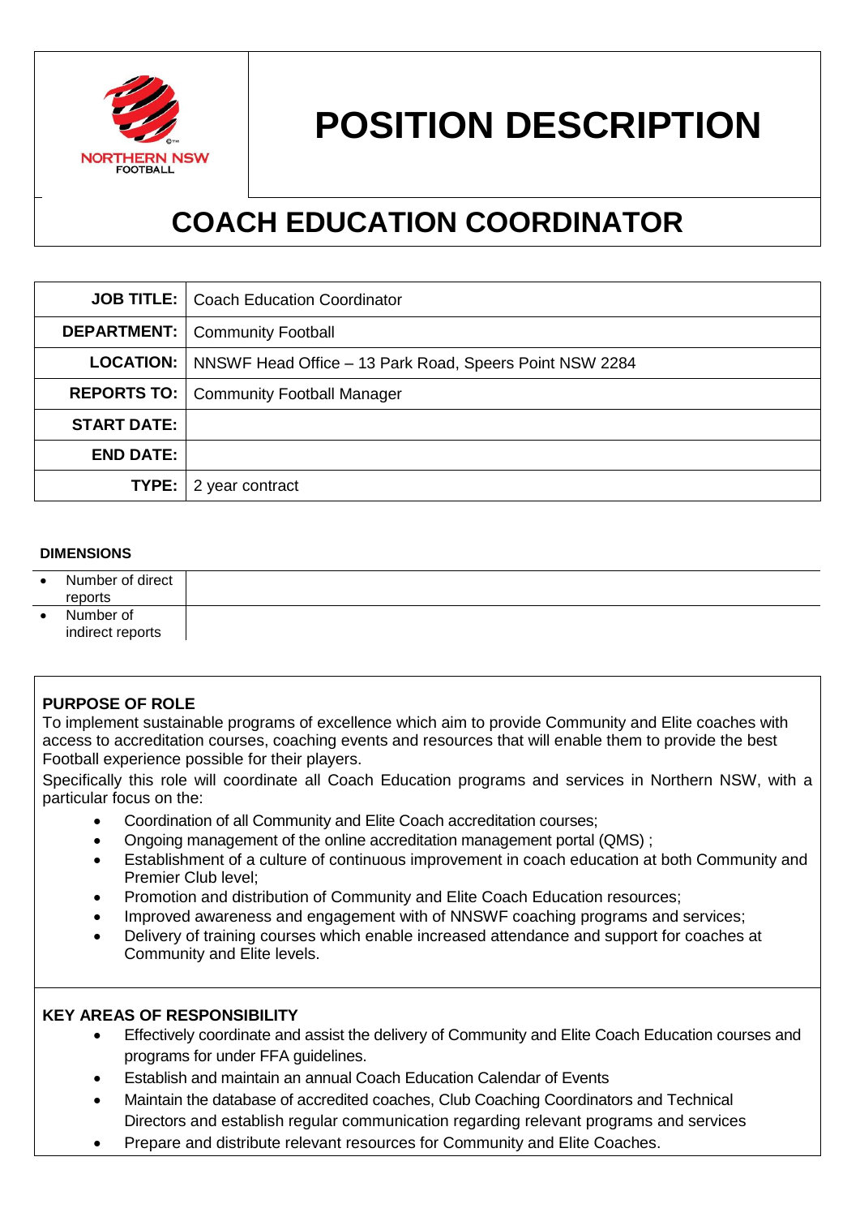NORTHERN NSW FOOTBALL

# POSITION DESCRIPTION

# COACH EDUCATION COORDINATOR

| | |
|---|---|
| **JOB TITLE:** | Coach Education Coordinator |
| **DEPARTMENT:** | Community Football |
| **LOCATION:** | NNSWF Head Office – 13 Park Road, Speers Point NSW 2284 |
| **REPORTS TO:** | Community Football Manager |
| **START DATE:** | |
| **END DATE:** | |
| **TYPE:** | 2 year contract |

**DIMENSIONS**

| | |
|---|---|
| • Number of direct reports | |
| • Number of indirect reports | |

**PURPOSE OF ROLE**

To implement sustainable programs of excellence which aim to provide Community and Elite coaches with access to accreditation courses, coaching events and resources that will enable them to provide the best Football experience possible for their players.

Specifically this role will coordinate all Coach Education programs and services in Northern NSW, with a particular focus on the:

- Coordination of all Community and Elite Coach accreditation courses;
- Ongoing management of the online accreditation management portal (QMS) ;
- Establishment of a culture of continuous improvement in coach education at both Community and Premier Club level;
- Promotion and distribution of Community and Elite Coach Education resources;
- Improved awareness and engagement with of NNSWF coaching programs and services;
- Delivery of training courses which enable increased attendance and support for coaches at Community and Elite levels.

**KEY AREAS OF RESPONSIBILITY**

- Effectively coordinate and assist the delivery of Community and Elite Coach Education courses and programs for under FFA guidelines.
- Establish and maintain an annual Coach Education Calendar of Events
- Maintain the database of accredited coaches, Club Coaching Coordinators and Technical Directors and establish regular communication regarding relevant programs and services
- Prepare and distribute relevant resources for Community and Elite Coaches.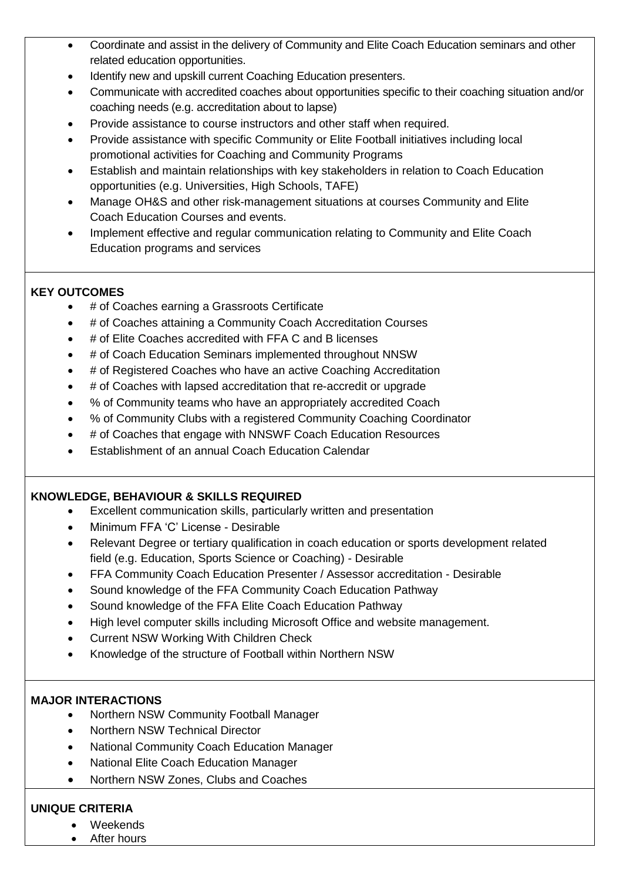- Coordinate and assist in the delivery of Community and Elite Coach Education seminars and other related education opportunities.
- Identify new and upskill current Coaching Education presenters.
- Communicate with accredited coaches about opportunities specific to their coaching situation and/or coaching needs (e.g. accreditation about to lapse)
- Provide assistance to course instructors and other staff when required.
- Provide assistance with specific Community or Elite Football initiatives including local promotional activities for Coaching and Community Programs
- Establish and maintain relationships with key stakeholders in relation to Coach Education opportunities (e.g. Universities, High Schools, TAFE)
- Manage OH&S and other risk-management situations at courses Community and Elite Coach Education Courses and events.
- Implement effective and regular communication relating to Community and Elite Coach Education programs and services

**KEY OUTCOMES**

- # of Coaches earning a Grassroots Certificate
- # of Coaches attaining a Community Coach Accreditation Courses
- # of Elite Coaches accredited with FFA C and B licenses
- # of Coach Education Seminars implemented throughout NNSW
- # of Registered Coaches who have an active Coaching Accreditation
- # of Coaches with lapsed accreditation that re-accredit or upgrade
- % of Community teams who have an appropriately accredited Coach
- % of Community Clubs with a registered Community Coaching Coordinator
- # of Coaches that engage with NNSWF Coach Education Resources
- Establishment of an annual Coach Education Calendar

**KNOWLEDGE, BEHAVIOUR & SKILLS REQUIRED**

- Excellent communication skills, particularly written and presentation
- Minimum FFA 'C' License - Desirable
- Relevant Degree or tertiary qualification in coach education or sports development related field (e.g. Education, Sports Science or Coaching) - Desirable
- FFA Community Coach Education Presenter / Assessor accreditation - Desirable
- Sound knowledge of the FFA Community Coach Education Pathway
- Sound knowledge of the FFA Elite Coach Education Pathway
- High level computer skills including Microsoft Office and website management.
- Current NSW Working With Children Check
- Knowledge of the structure of Football within Northern NSW

**MAJOR INTERACTIONS**

- Northern NSW Community Football Manager
- Northern NSW Technical Director
- National Community Coach Education Manager
- National Elite Coach Education Manager
- Northern NSW Zones, Clubs and Coaches

**UNIQUE CRITERIA**

- Weekends
- After hours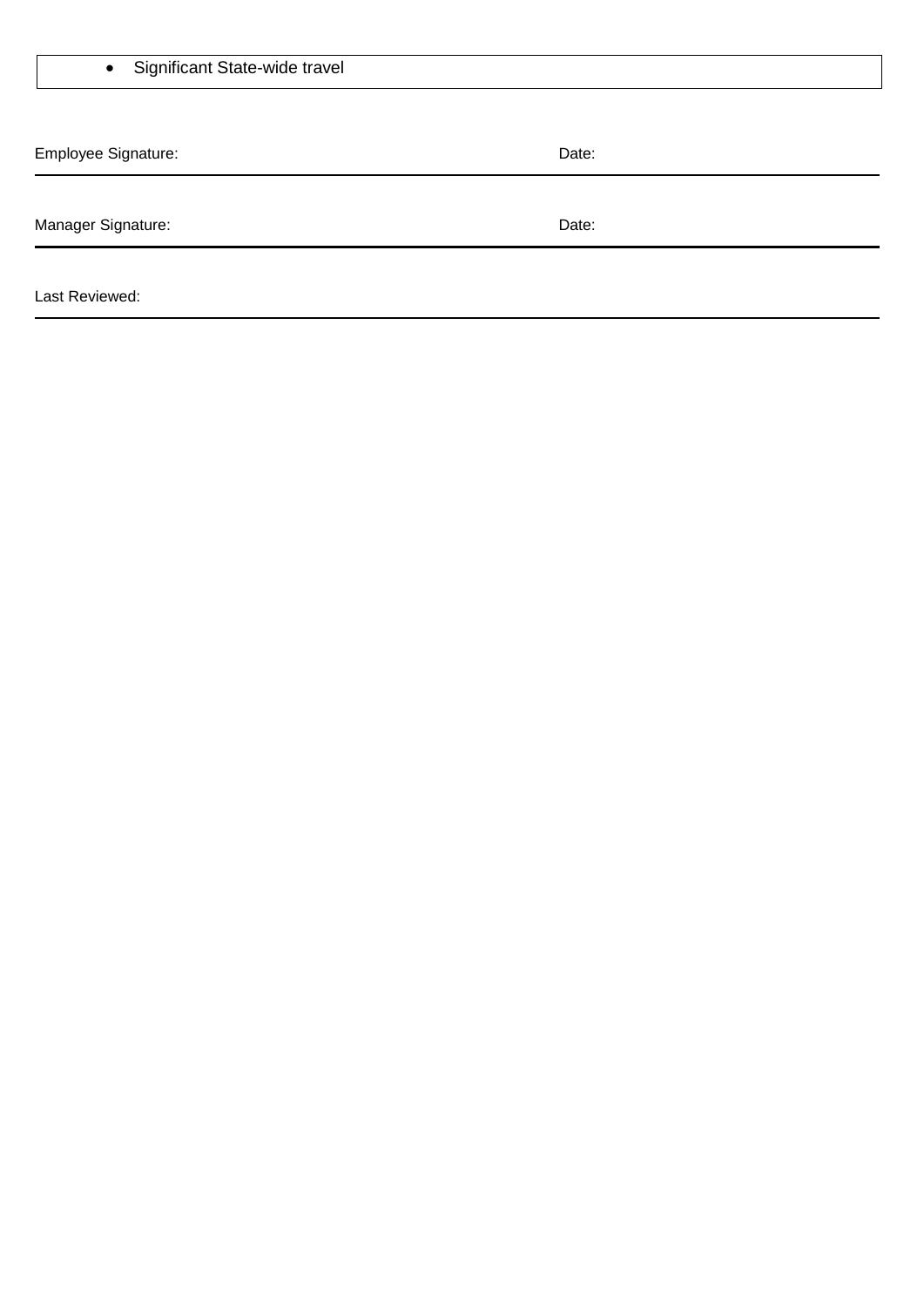- Significant State-wide travel

Employee Signature: Date:

Manager Signature: Date:

Last Reviewed: